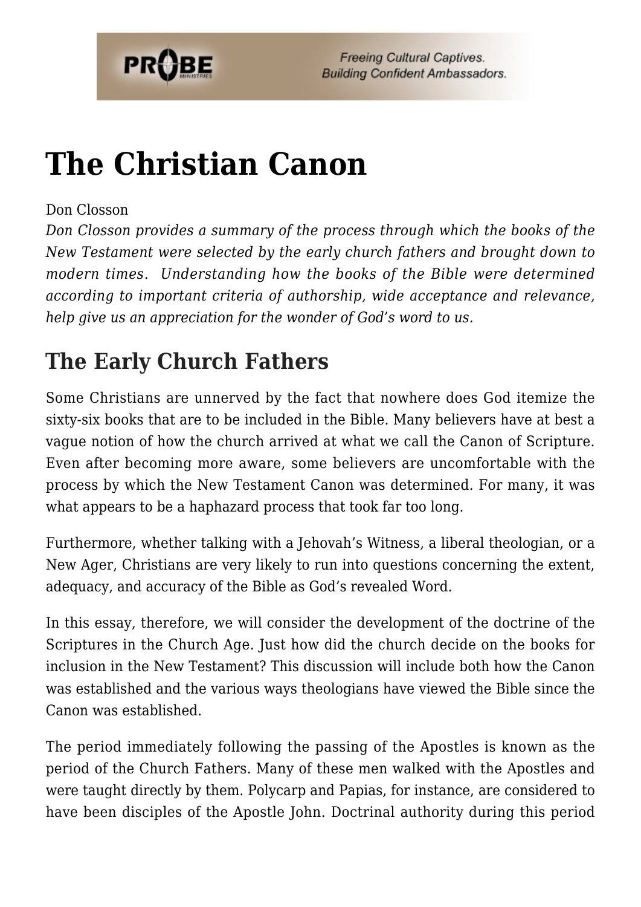# The Christian Canon

Don Closson

*Don Closson provides a summary of the process through which the books of the New Testament were selected by the early church fathers and brought down to modern times. Understanding how the books of the Bible were determined according to important criteria of authorship, wide acceptance and relevance, help give us an appreciation for the wonder of God's word to us.*

## The Early Church Fathers

Some Christians are unnerved by the fact that nowhere does God itemize the sixty-six books that are to be included in the Bible. Many believers have at best a vague notion of how the church arrived at what we call the Canon of Scripture. Even after becoming more aware, some believers are uncomfortable with the process by which the New Testament Canon was determined. For many, it was what appears to be a haphazard process that took far too long.

Furthermore, whether talking with a Jehovah's Witness, a liberal theologian, or a New Ager, Christians are very likely to run into questions concerning the extent, adequacy, and accuracy of the Bible as God's revealed Word.

In this essay, therefore, we will consider the development of the doctrine of the Scriptures in the Church Age. Just how did the church decide on the books for inclusion in the New Testament? This discussion will include both how the Canon was established and the various ways theologians have viewed the Bible since the Canon was established.

The period immediately following the passing of the Apostles is known as the period of the Church Fathers. Many of these men walked with the Apostles and were taught directly by them. Polycarp and Papias, for instance, are considered to have been disciples of the Apostle John. Doctrinal authority during this period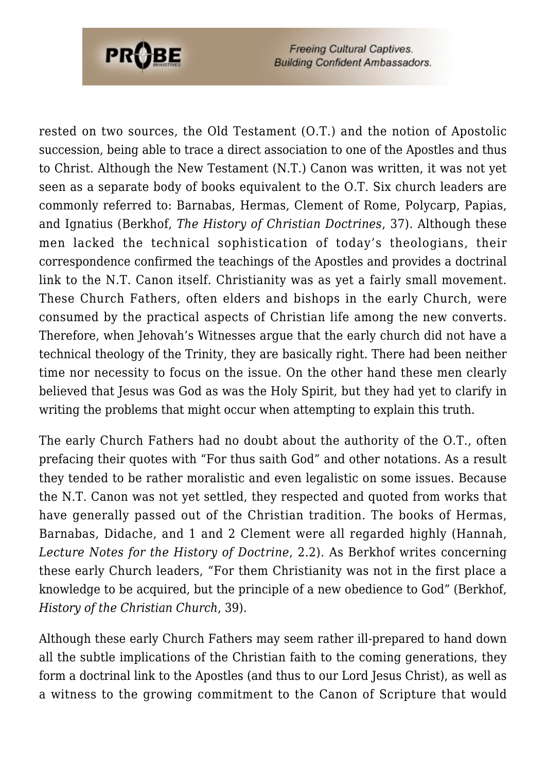rested on two sources, the Old Testament (O.T.) and the notion of Apostolic succession, being able to trace a direct association to one of the Apostles and thus to Christ. Although the New Testament (N.T.) Canon was written, it was not yet seen as a separate body of books equivalent to the O.T. Six church leaders are commonly referred to: Barnabas, Hermas, Clement of Rome, Polycarp, Papias, and Ignatius (Berkhof, *The History of Christian Doctrines*, 37). Although these men lacked the technical sophistication of today's theologians, their correspondence confirmed the teachings of the Apostles and provides a doctrinal link to the N.T. Canon itself. Christianity was as yet a fairly small movement. These Church Fathers, often elders and bishops in the early Church, were consumed by the practical aspects of Christian life among the new converts. Therefore, when Jehovah's Witnesses argue that the early church did not have a technical theology of the Trinity, they are basically right. There had been neither time nor necessity to focus on the issue. On the other hand these men clearly believed that Jesus was God as was the Holy Spirit, but they had yet to clarify in writing the problems that might occur when attempting to explain this truth.

The early Church Fathers had no doubt about the authority of the O.T., often prefacing their quotes with "For thus saith God" and other notations. As a result they tended to be rather moralistic and even legalistic on some issues. Because the N.T. Canon was not yet settled, they respected and quoted from works that have generally passed out of the Christian tradition. The books of Hermas, Barnabas, Didache, and 1 and 2 Clement were all regarded highly (Hannah, *Lecture Notes for the History of Doctrine*, 2.2). As Berkhof writes concerning these early Church leaders, "For them Christianity was not in the first place a knowledge to be acquired, but the principle of a new obedience to God" (Berkhof, *History of the Christian Church*, 39).

Although these early Church Fathers may seem rather ill-prepared to hand down all the subtle implications of the Christian faith to the coming generations, they form a doctrinal link to the Apostles (and thus to our Lord Jesus Christ), as well as a witness to the growing commitment to the Canon of Scripture that would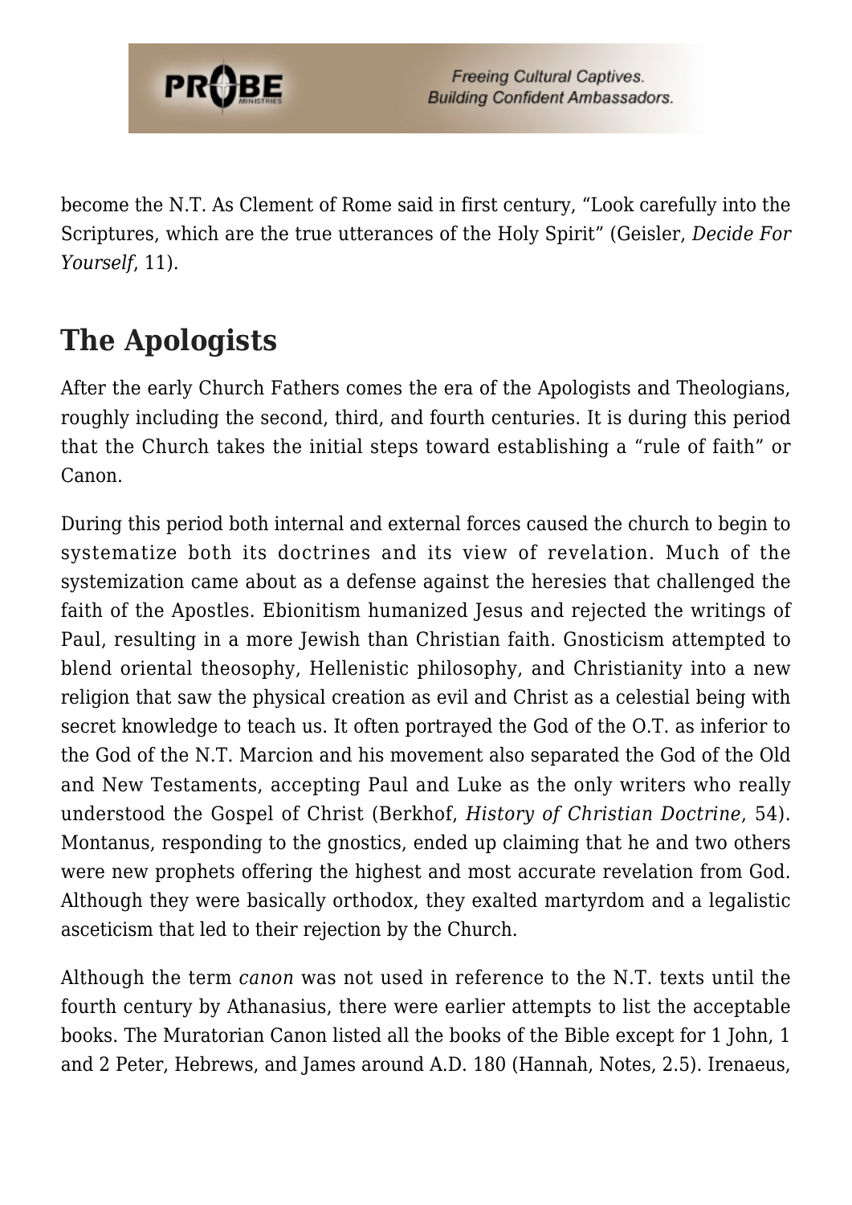become the N.T. As Clement of Rome said in first century, “Look carefully into the Scriptures, which are the true utterances of the Holy Spirit” (Geisler, *Decide For Yourself*, 11).

## The Apologists

After the early Church Fathers comes the era of the Apologists and Theologians, roughly including the second, third, and fourth centuries. It is during this period that the Church takes the initial steps toward establishing a “rule of faith” or Canon.

During this period both internal and external forces caused the church to begin to systematize both its doctrines and its view of revelation. Much of the systemization came about as a defense against the heresies that challenged the faith of the Apostles. Ebionitism humanized Jesus and rejected the writings of Paul, resulting in a more Jewish than Christian faith. Gnosticism attempted to blend oriental theosophy, Hellenistic philosophy, and Christianity into a new religion that saw the physical creation as evil and Christ as a celestial being with secret knowledge to teach us. It often portrayed the God of the O.T. as inferior to the God of the N.T. Marcion and his movement also separated the God of the Old and New Testaments, accepting Paul and Luke as the only writers who really understood the Gospel of Christ (Berkhof, *History of Christian Doctrine*, 54). Montanus, responding to the gnostics, ended up claiming that he and two others were new prophets offering the highest and most accurate revelation from God. Although they were basically orthodox, they exalted martyrdom and a legalistic asceticism that led to their rejection by the Church.

Although the term *canon* was not used in reference to the N.T. texts until the fourth century by Athanasius, there were earlier attempts to list the acceptable books. The Muratorian Canon listed all the books of the Bible except for 1 John, 1 and 2 Peter, Hebrews, and James around A.D. 180 (Hannah, Notes, 2.5). Irenaeus,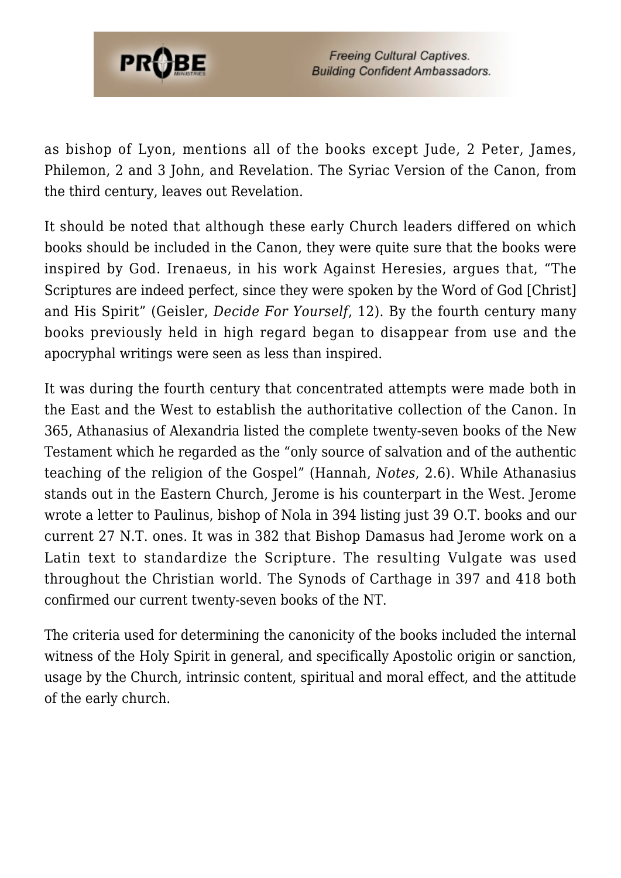as bishop of Lyon, mentions all of the books except Jude, 2 Peter, James, Philemon, 2 and 3 John, and Revelation. The Syriac Version of the Canon, from the third century, leaves out Revelation.

It should be noted that although these early Church leaders differed on which books should be included in the Canon, they were quite sure that the books were inspired by God. Irenaeus, in his work Against Heresies, argues that, "The Scriptures are indeed perfect, since they were spoken by the Word of God [Christ] and His Spirit" (Geisler, *Decide For Yourself*, 12). By the fourth century many books previously held in high regard began to disappear from use and the apocryphal writings were seen as less than inspired.

It was during the fourth century that concentrated attempts were made both in the East and the West to establish the authoritative collection of the Canon. In 365, Athanasius of Alexandria listed the complete twenty-seven books of the New Testament which he regarded as the "only source of salvation and of the authentic teaching of the religion of the Gospel" (Hannah, *Notes*, 2.6). While Athanasius stands out in the Eastern Church, Jerome is his counterpart in the West. Jerome wrote a letter to Paulinus, bishop of Nola in 394 listing just 39 O.T. books and our current 27 N.T. ones. It was in 382 that Bishop Damasus had Jerome work on a Latin text to standardize the Scripture. The resulting Vulgate was used throughout the Christian world. The Synods of Carthage in 397 and 418 both confirmed our current twenty-seven books of the NT.

The criteria used for determining the canonicity of the books included the internal witness of the Holy Spirit in general, and specifically Apostolic origin or sanction, usage by the Church, intrinsic content, spiritual and moral effect, and the attitude of the early church.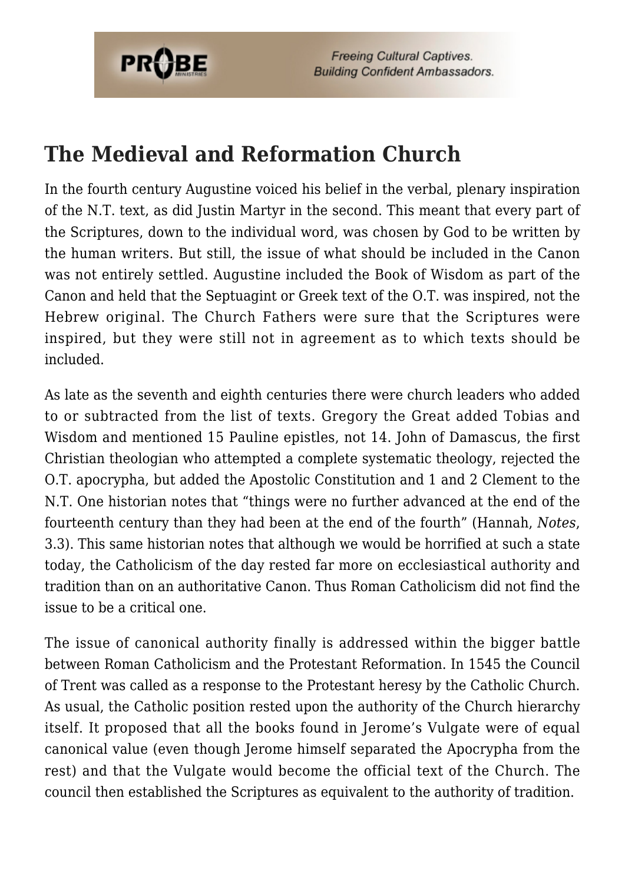## The Medieval and Reformation Church

In the fourth century Augustine voiced his belief in the verbal, plenary inspiration of the N.T. text, as did Justin Martyr in the second. This meant that every part of the Scriptures, down to the individual word, was chosen by God to be written by the human writers. But still, the issue of what should be included in the Canon was not entirely settled. Augustine included the Book of Wisdom as part of the Canon and held that the Septuagint or Greek text of the O.T. was inspired, not the Hebrew original. The Church Fathers were sure that the Scriptures were inspired, but they were still not in agreement as to which texts should be included.

As late as the seventh and eighth centuries there were church leaders who added to or subtracted from the list of texts. Gregory the Great added Tobias and Wisdom and mentioned 15 Pauline epistles, not 14. John of Damascus, the first Christian theologian who attempted a complete systematic theology, rejected the O.T. apocrypha, but added the Apostolic Constitution and 1 and 2 Clement to the N.T. One historian notes that "things were no further advanced at the end of the fourteenth century than they had been at the end of the fourth" (Hannah, *Notes*, 3.3). This same historian notes that although we would be horrified at such a state today, the Catholicism of the day rested far more on ecclesiastical authority and tradition than on an authoritative Canon. Thus Roman Catholicism did not find the issue to be a critical one.

The issue of canonical authority finally is addressed within the bigger battle between Roman Catholicism and the Protestant Reformation. In 1545 the Council of Trent was called as a response to the Protestant heresy by the Catholic Church. As usual, the Catholic position rested upon the authority of the Church hierarchy itself. It proposed that all the books found in Jerome's Vulgate were of equal canonical value (even though Jerome himself separated the Apocrypha from the rest) and that the Vulgate would become the official text of the Church. The council then established the Scriptures as equivalent to the authority of tradition.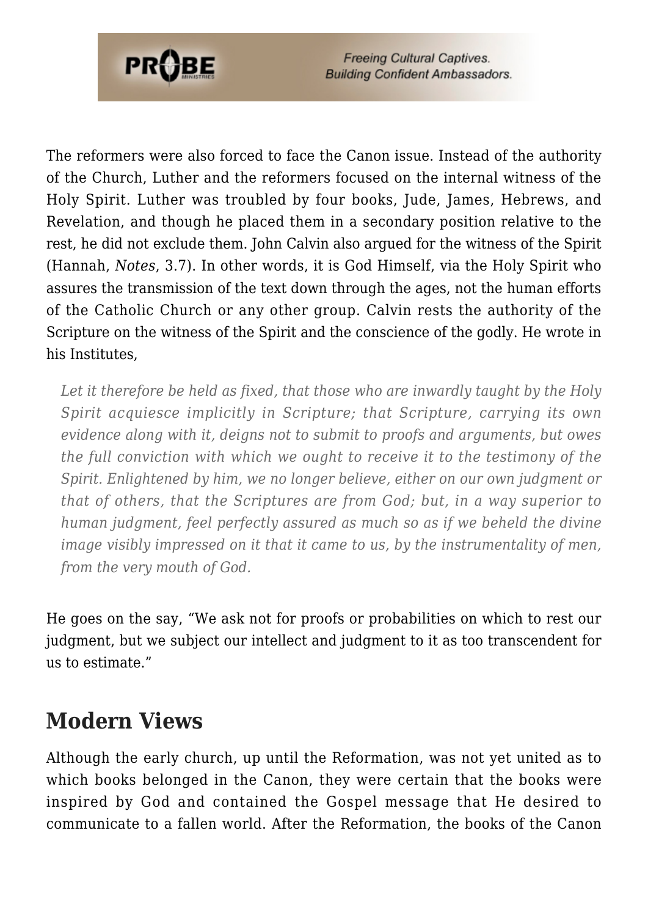The reformers were also forced to face the Canon issue. Instead of the authority of the Church, Luther and the reformers focused on the internal witness of the Holy Spirit. Luther was troubled by four books, Jude, James, Hebrews, and Revelation, and though he placed them in a secondary position relative to the rest, he did not exclude them. John Calvin also argued for the witness of the Spirit (Hannah, *Notes*, 3.7). In other words, it is God Himself, via the Holy Spirit who assures the transmission of the text down through the ages, not the human efforts of the Catholic Church or any other group. Calvin rests the authority of the Scripture on the witness of the Spirit and the conscience of the godly. He wrote in his Institutes,

> *Let it therefore be held as fixed, that those who are inwardly taught by the Holy Spirit acquiesce implicitly in Scripture; that Scripture, carrying its own evidence along with it, deigns not to submit to proofs and arguments, but owes the full conviction with which we ought to receive it to the testimony of the Spirit. Enlightened by him, we no longer believe, either on our own judgment or that of others, that the Scriptures are from God; but, in a way superior to human judgment, feel perfectly assured as much so as if we beheld the divine image visibly impressed on it that it came to us, by the instrumentality of men, from the very mouth of God.*

He goes on the say, "We ask not for proofs or probabilities on which to rest our judgment, but we subject our intellect and judgment to it as too transcendent for us to estimate."

## Modern Views

Although the early church, up until the Reformation, was not yet united as to which books belonged in the Canon, they were certain that the books were inspired by God and contained the Gospel message that He desired to communicate to a fallen world. After the Reformation, the books of the Canon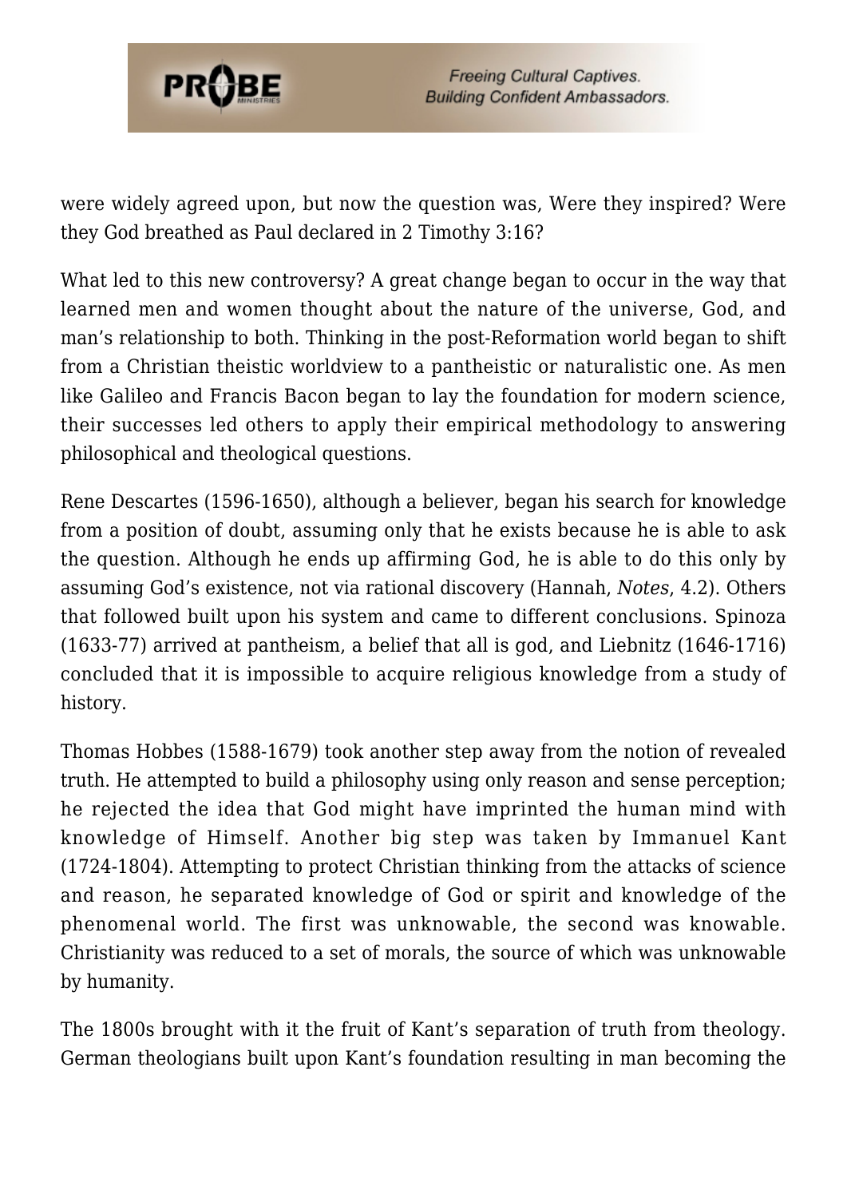were widely agreed upon, but now the question was, Were they inspired? Were they God breathed as Paul declared in 2 Timothy 3:16?

What led to this new controversy? A great change began to occur in the way that learned men and women thought about the nature of the universe, God, and man's relationship to both. Thinking in the post-Reformation world began to shift from a Christian theistic worldview to a pantheistic or naturalistic one. As men like Galileo and Francis Bacon began to lay the foundation for modern science, their successes led others to apply their empirical methodology to answering philosophical and theological questions.

Rene Descartes (1596-1650), although a believer, began his search for knowledge from a position of doubt, assuming only that he exists because he is able to ask the question. Although he ends up affirming God, he is able to do this only by assuming God's existence, not via rational discovery (Hannah, *Notes*, 4.2). Others that followed built upon his system and came to different conclusions. Spinoza (1633-77) arrived at pantheism, a belief that all is god, and Liebnitz (1646-1716) concluded that it is impossible to acquire religious knowledge from a study of history.

Thomas Hobbes (1588-1679) took another step away from the notion of revealed truth. He attempted to build a philosophy using only reason and sense perception; he rejected the idea that God might have imprinted the human mind with knowledge of Himself. Another big step was taken by Immanuel Kant (1724-1804). Attempting to protect Christian thinking from the attacks of science and reason, he separated knowledge of God or spirit and knowledge of the phenomenal world. The first was unknowable, the second was knowable. Christianity was reduced to a set of morals, the source of which was unknowable by humanity.

The 1800s brought with it the fruit of Kant's separation of truth from theology. German theologians built upon Kant's foundation resulting in man becoming the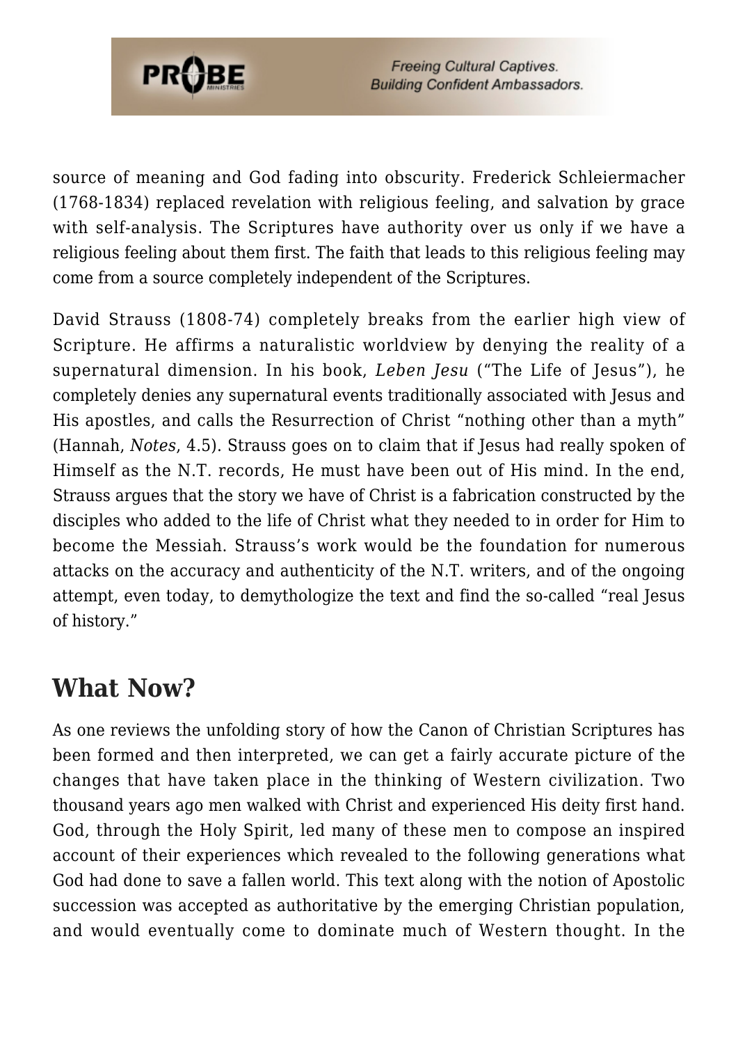source of meaning and God fading into obscurity. Frederick Schleiermacher (1768-1834) replaced revelation with religious feeling, and salvation by grace with self-analysis. The Scriptures have authority over us only if we have a religious feeling about them first. The faith that leads to this religious feeling may come from a source completely independent of the Scriptures.

David Strauss (1808-74) completely breaks from the earlier high view of Scripture. He affirms a naturalistic worldview by denying the reality of a supernatural dimension. In his book, *Leben Jesu* ("The Life of Jesus"), he completely denies any supernatural events traditionally associated with Jesus and His apostles, and calls the Resurrection of Christ "nothing other than a myth" (Hannah, *Notes*, 4.5). Strauss goes on to claim that if Jesus had really spoken of Himself as the N.T. records, He must have been out of His mind. In the end, Strauss argues that the story we have of Christ is a fabrication constructed by the disciples who added to the life of Christ what they needed to in order for Him to become the Messiah. Strauss's work would be the foundation for numerous attacks on the accuracy and authenticity of the N.T. writers, and of the ongoing attempt, even today, to demythologize the text and find the so-called "real Jesus of history."

## What Now?

As one reviews the unfolding story of how the Canon of Christian Scriptures has been formed and then interpreted, we can get a fairly accurate picture of the changes that have taken place in the thinking of Western civilization. Two thousand years ago men walked with Christ and experienced His deity first hand. God, through the Holy Spirit, led many of these men to compose an inspired account of their experiences which revealed to the following generations what God had done to save a fallen world. This text along with the notion of Apostolic succession was accepted as authoritative by the emerging Christian population, and would eventually come to dominate much of Western thought. In the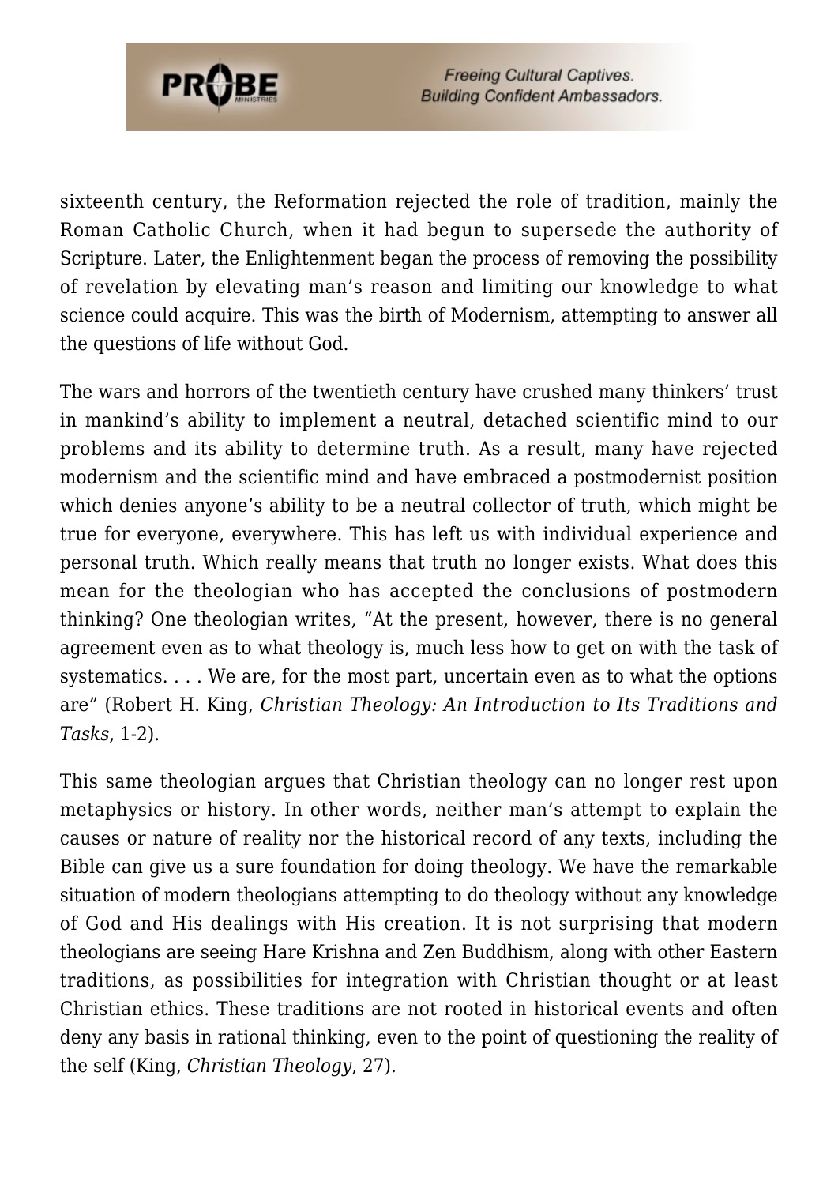sixteenth century, the Reformation rejected the role of tradition, mainly the Roman Catholic Church, when it had begun to supersede the authority of Scripture. Later, the Enlightenment began the process of removing the possibility of revelation by elevating man's reason and limiting our knowledge to what science could acquire. This was the birth of Modernism, attempting to answer all the questions of life without God.

The wars and horrors of the twentieth century have crushed many thinkers' trust in mankind's ability to implement a neutral, detached scientific mind to our problems and its ability to determine truth. As a result, many have rejected modernism and the scientific mind and have embraced a postmodernist position which denies anyone's ability to be a neutral collector of truth, which might be true for everyone, everywhere. This has left us with individual experience and personal truth. Which really means that truth no longer exists. What does this mean for the theologian who has accepted the conclusions of postmodern thinking? One theologian writes, "At the present, however, there is no general agreement even as to what theology is, much less how to get on with the task of systematics. . . . We are, for the most part, uncertain even as to what the options are" (Robert H. King, *Christian Theology: An Introduction to Its Traditions and Tasks*, 1-2).

This same theologian argues that Christian theology can no longer rest upon metaphysics or history. In other words, neither man's attempt to explain the causes or nature of reality nor the historical record of any texts, including the Bible can give us a sure foundation for doing theology. We have the remarkable situation of modern theologians attempting to do theology without any knowledge of God and His dealings with His creation. It is not surprising that modern theologians are seeing Hare Krishna and Zen Buddhism, along with other Eastern traditions, as possibilities for integration with Christian thought or at least Christian ethics. These traditions are not rooted in historical events and often deny any basis in rational thinking, even to the point of questioning the reality of the self (King, *Christian Theology*, 27).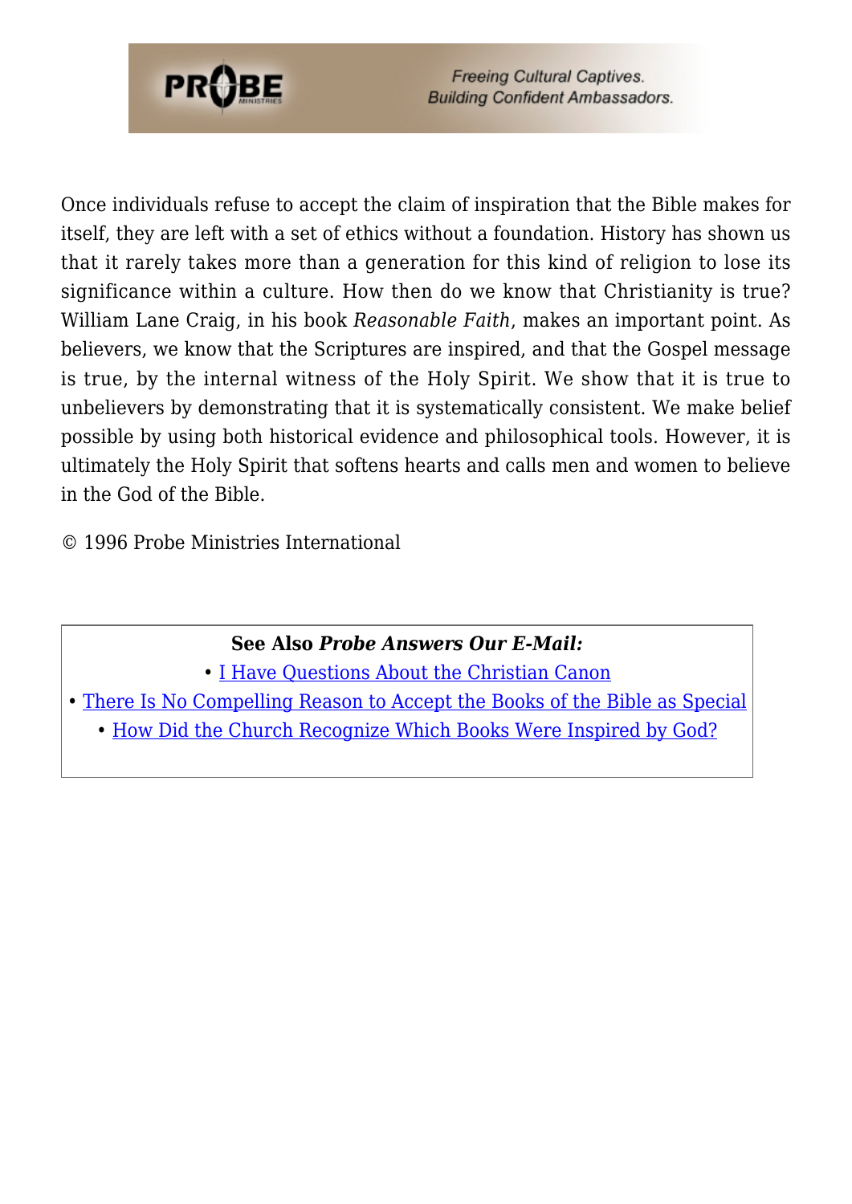Once individuals refuse to accept the claim of inspiration that the Bible makes for itself, they are left with a set of ethics without a foundation. History has shown us that it rarely takes more than a generation for this kind of religion to lose its significance within a culture. How then do we know that Christianity is true? William Lane Craig, in his book *Reasonable Faith*, makes an important point. As believers, we know that the Scriptures are inspired, and that the Gospel message is true, by the internal witness of the Holy Spirit. We show that it is true to unbelievers by demonstrating that it is systematically consistent. We make belief possible by using both historical evidence and philosophical tools. However, it is ultimately the Holy Spirit that softens hearts and calls men and women to believe in the God of the Bible.

© 1996 Probe Ministries International

**See Also *Probe Answers Our E-Mail:***

- I Have Questions About the Christian Canon
- There Is No Compelling Reason to Accept the Books of the Bible as Special
- How Did the Church Recognize Which Books Were Inspired by God?